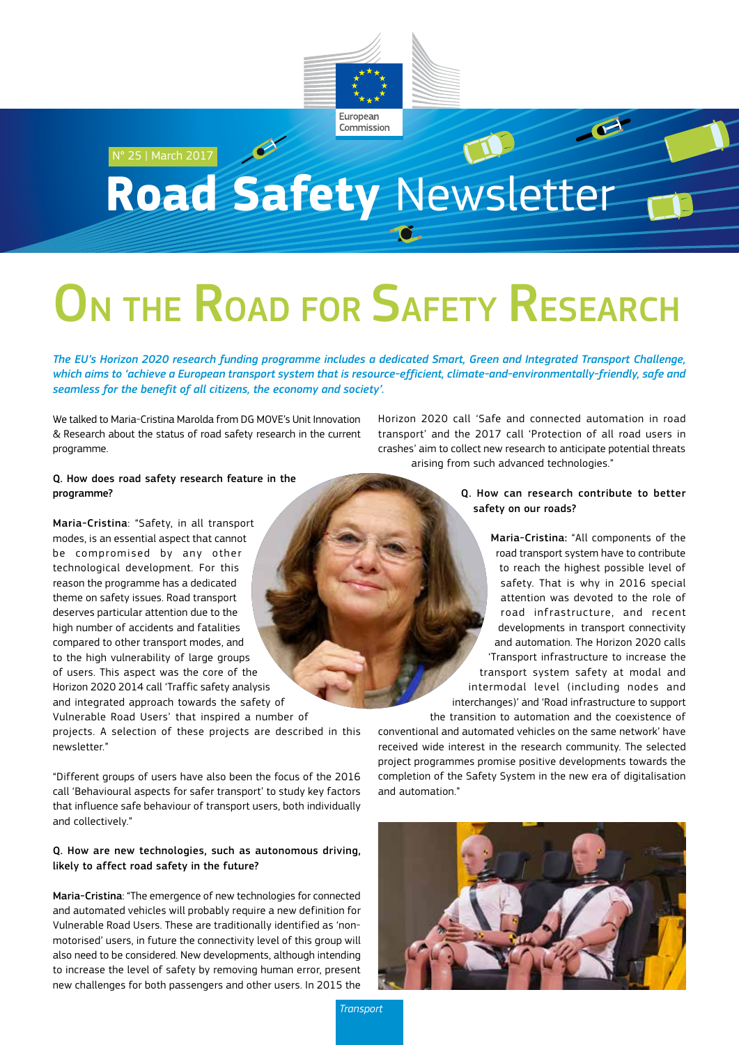N° 25 | March 2017

# Road Safety Newsletter

# On the Road for Safety Research

*The EU's Horizon 2020 research funding programme includes a dedicated Smart, Green and Integrated Transport Challenge, which aims to 'achieve a European transport system that is resource-efficient, climate-and-environmentally-friendly, safe and seamless for the benefit of all citizens, the economy and society'.*

We talked to Maria-Cristina Marolda from DG MOVE's Unit Innovation & Research about the status of road safety research in the current programme.

**Q. How does road safety research feature in the programme?**

**Maria-Cristina**: "Safety, in all transport modes, is an essential aspect that cannot be compromised by any other technological development. For this reason the programme has a dedicated theme on safety issues. Road transport deserves particular attention due to the high number of accidents and fatalities compared to other transport modes, and to the high vulnerability of large groups of users. This aspect was the core of the Horizon 2020 2014 call 'Traffic safety analysis and integrated approach towards the safety of Vulnerable Road Users' that inspired a number of projects. A selection of these projects are described in this newsletter."

"Different groups of users have also been the focus of the 2016 call 'Behavioural aspects for safer transport' to study key factors that influence safe behaviour of transport users, both individually and collectively."

**Q. How are new technologies, such as autonomous driving, likely to affect road safety in the future?**

**Maria-Cristina**: "The emergence of new technologies for connected and automated vehicles will probably require a new definition for Vulnerable Road Users. These are traditionally identified as 'non-motorised' users, in future the connectivity level of this group will also need to be considered. New developments, although intending to increase the level of safety by removing human error, present new challenges for both passengers and other users. In 2015 the Horizon 2020 call 'Safe and connected automation in road transport' and the 2017 call 'Protection of all road users in crashes' aim to collect new research to anticipate potential threats arising from such advanced technologies."

**Q. How can research contribute to better safety on our roads?**

**Maria-Cristina:** "All components of the road transport system have to contribute to reach the highest possible level of safety. That is why in 2016 special attention was devoted to the role of road infrastructure, and recent developments in transport connectivity and automation. The Horizon 2020 calls 'Transport infrastructure to increase the transport system safety at modal and intermodal level (including nodes and interchanges)' and 'Road infrastructure to support the transition to automation and the coexistence of conventional and automated vehicles on the same network' have received wide interest in the research community. The selected project programmes promise positive developments towards the completion of the Safety System in the new era of digitalisation and automation."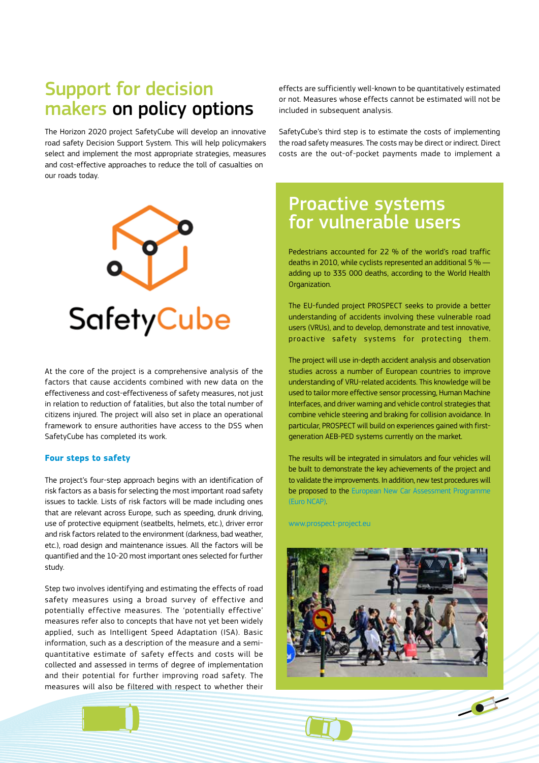# Support for decision makers on policy options

The Horizon 2020 project SafetyCube will develop an innovative road safety Decision Support System. This will help policymakers select and implement the most appropriate strategies, measures and cost-effective approaches to reduce the toll of casualties on our roads today.

SafetyCube

At the core of the project is a comprehensive analysis of the factors that cause accidents combined with new data on the effectiveness and cost-effectiveness of safety measures, not just in relation to reduction of fatalities, but also the total number of citizens injured. The project will also set in place an operational framework to ensure authorities have access to the DSS when SafetyCube has completed its work.

### Four steps to safety

The project's four-step approach begins with an identification of risk factors as a basis for selecting the most important road safety issues to tackle. Lists of risk factors will be made including ones that are relevant across Europe, such as speeding, drunk driving, use of protective equipment (seatbelts, helmets, etc.), driver error and risk factors related to the environment (darkness, bad weather, etc.), road design and maintenance issues. All the factors will be quantified and the 10-20 most important ones selected for further study.

Step two involves identifying and estimating the effects of road safety measures using a broad survey of effective and potentially effective measures. The 'potentially effective' measures refer also to concepts that have not yet been widely applied, such as Intelligent Speed Adaptation (ISA). Basic information, such as a description of the measure and a semi-quantitative estimate of safety effects and costs will be collected and assessed in terms of degree of implementation and their potential for further improving road safety. The measures will also be filtered with respect to whether their effects are sufficiently well-known to be quantitatively estimated or not. Measures whose effects cannot be estimated will not be included in subsequent analysis.

SafetyCube's third step is to estimate the costs of implementing the road safety measures. The costs may be direct or indirect. Direct costs are the out-of-pocket payments made to implement a

## Proactive systems for vulnerable users

Pedestrians accounted for 22 % of the world's road traffic deaths in 2010, while cyclists represented an additional 5 % — adding up to 335 000 deaths, according to the World Health Organization.

The EU-funded project PROSPECT seeks to provide a better understanding of accidents involving these vulnerable road users (VRUs), and to develop, demonstrate and test innovative, proactive safety systems for protecting them.

The project will use in-depth accident analysis and observation studies across a number of European countries to improve understanding of VRU-related accidents. This knowledge will be used to tailor more effective sensor processing, Human Machine Interfaces, and driver warning and vehicle control strategies that combine vehicle steering and braking for collision avoidance. In particular, PROSPECT will build on experiences gained with first-generation AEB-PED systems currently on the market.

The results will be integrated in simulators and four vehicles will be built to demonstrate the key achievements of the project and to validate the improvements. In addition, new test procedures will be proposed to the European New Car Assessment Programme (Euro NCAP).

www.prospect-project.eu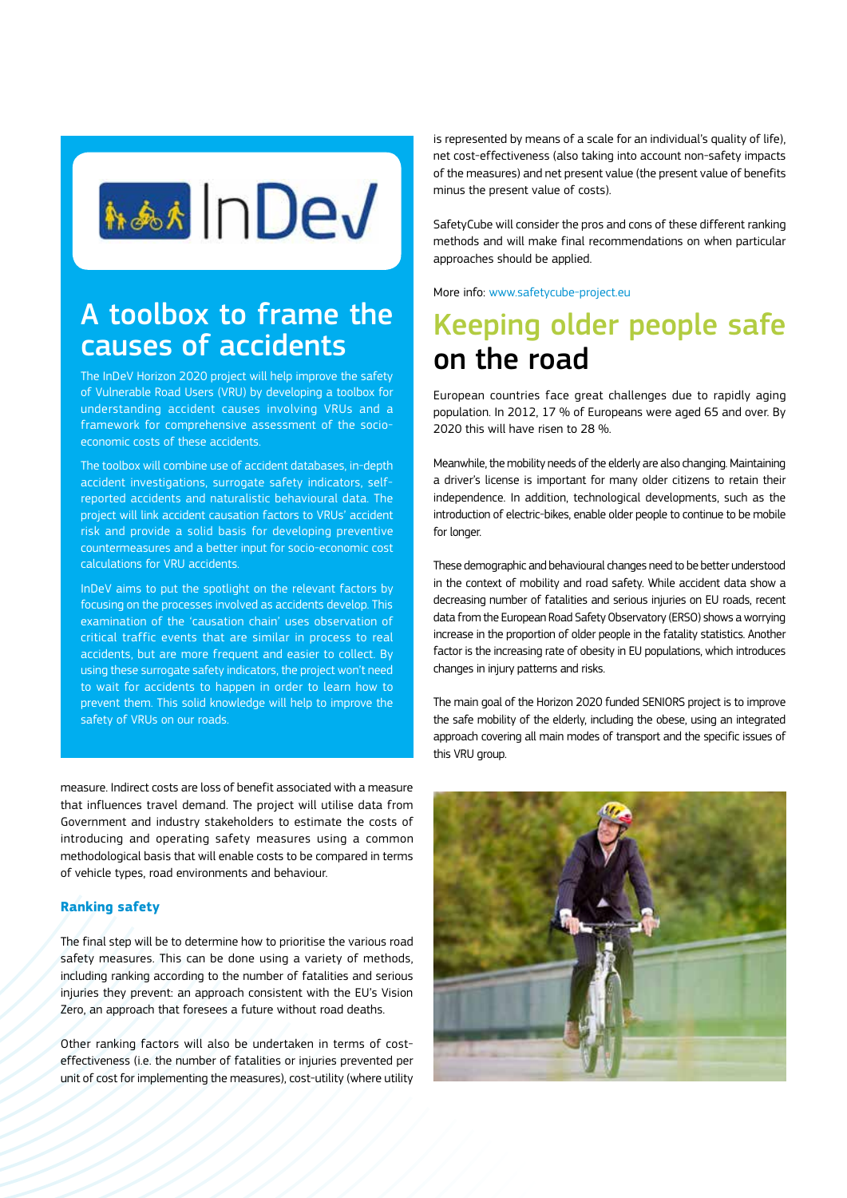InDeV

## A toolbox to frame the causes of accidents

The InDeV Horizon 2020 project will help improve the safety of Vulnerable Road Users (VRU) by developing a toolbox for understanding accident causes involving VRUs and a framework for comprehensive assessment of the socio-economic costs of these accidents.

The toolbox will combine use of accident databases, in-depth accident investigations, surrogate safety indicators, self-reported accidents and naturalistic behavioural data. The project will link accident causation factors to VRUs' accident risk and provide a solid basis for developing preventive countermeasures and a better input for socio-economic cost calculations for VRU accidents.

InDeV aims to put the spotlight on the relevant factors by focusing on the processes involved as accidents develop. This examination of the 'causation chain' uses observation of critical traffic events that are similar in process to real accidents, but are more frequent and easier to collect. By using these surrogate safety indicators, the project won't need to wait for accidents to happen in order to learn how to prevent them. This solid knowledge will help to improve the safety of VRUs on our roads.

measure. Indirect costs are loss of benefit associated with a measure that influences travel demand. The project will utilise data from Government and industry stakeholders to estimate the costs of introducing and operating safety measures using a common methodological basis that will enable costs to be compared in terms of vehicle types, road environments and behaviour.

### Ranking safety

The final step will be to determine how to prioritise the various road safety measures. This can be done using a variety of methods, including ranking according to the number of fatalities and serious injuries they prevent: an approach consistent with the EU's Vision Zero, an approach that foresees a future without road deaths.

Other ranking factors will also be undertaken in terms of cost-effectiveness (i.e. the number of fatalities or injuries prevented per unit of cost for implementing the measures), cost-utility (where utility is represented by means of a scale for an individual's quality of life), net cost-effectiveness (also taking into account non-safety impacts of the measures) and net present value (the present value of benefits minus the present value of costs).

SafetyCube will consider the pros and cons of these different ranking methods and will make final recommendations on when particular approaches should be applied.

More info: www.safetycube-project.eu

## Keeping older people safe on the road

European countries face great challenges due to rapidly aging population. In 2012, 17 % of Europeans were aged 65 and over. By 2020 this will have risen to 28 %.

Meanwhile, the mobility needs of the elderly are also changing. Maintaining a driver's license is important for many older citizens to retain their independence. In addition, technological developments, such as the introduction of electric-bikes, enable older people to continue to be mobile for longer.

These demographic and behavioural changes need to be better understood in the context of mobility and road safety. While accident data show a decreasing number of fatalities and serious injuries on EU roads, recent data from the European Road Safety Observatory (ERSO) shows a worrying increase in the proportion of older people in the fatality statistics. Another factor is the increasing rate of obesity in EU populations, which introduces changes in injury patterns and risks.

The main goal of the Horizon 2020 funded SENIORS project is to improve the safe mobility of the elderly, including the obese, using an integrated approach covering all main modes of transport and the specific issues of this VRU group.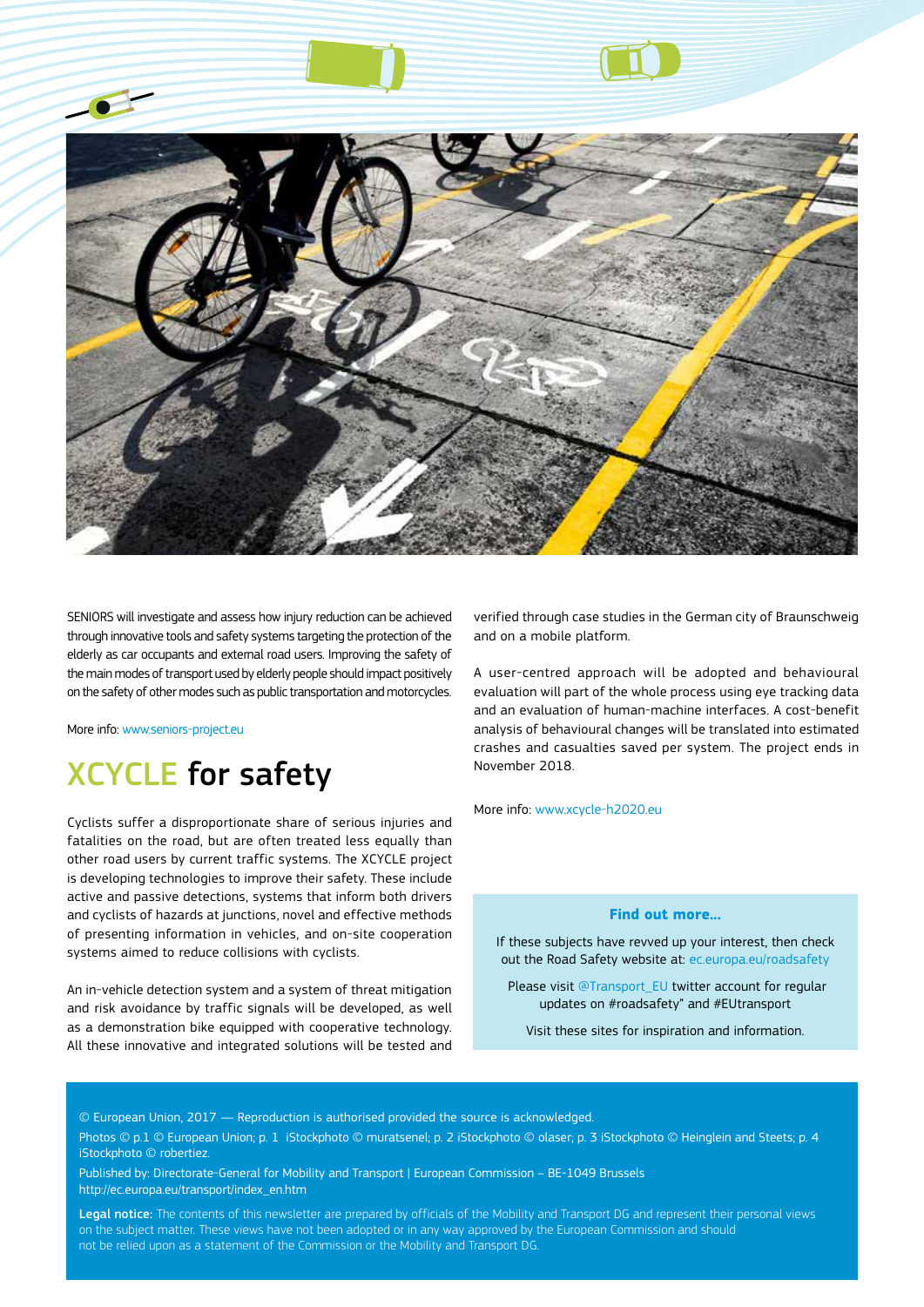SENIORS will investigate and assess how injury reduction can be achieved through innovative tools and safety systems targeting the protection of the elderly as car occupants and external road users. Improving the safety of the main modes of transport used by elderly people should impact positively on the safety of other modes such as public transportation and motorcycles.

More info: www.seniors-project.eu

## XCYCLE for safety

Cyclists suffer a disproportionate share of serious injuries and fatalities on the road, but are often treated less equally than other road users by current traffic systems. The XCYCLE project is developing technologies to improve their safety. These include active and passive detections, systems that inform both drivers and cyclists of hazards at junctions, novel and effective methods of presenting information in vehicles, and on-site cooperation systems aimed to reduce collisions with cyclists.

An in-vehicle detection system and a system of threat mitigation and risk avoidance by traffic signals will be developed, as well as a demonstration bike equipped with cooperative technology. All these innovative and integrated solutions will be tested and verified through case studies in the German city of Braunschweig and on a mobile platform.

A user-centred approach will be adopted and behavioural evaluation will part of the whole process using eye tracking data and an evaluation of human-machine interfaces. A cost-benefit analysis of behavioural changes will be translated into estimated crashes and casualties saved per system. The project ends in November 2018.

More info: www.xcycle-h2020.eu

**Find out more...**

If these subjects have revved up your interest, then check out the Road Safety website at: ec.europa.eu/roadsafety

Please visit @Transport_EU twitter account for regular updates on #roadsafety" and #EUtransport

Visit these sites for inspiration and information.

© European Union, 2017 — Reproduction is authorised provided the source is acknowledged.

Photos © p.1 © European Union; p. 1 iStockphoto © muratsenel; p. 2 iStockphoto © olaser; p. 3 iStockphoto © Heinglein and Steets; p. 4 iStockphoto © robertiez.

Published by: Directorate-General for Mobility and Transport | European Commission – BE-1049 Brussels
http://ec.europa.eu/transport/index_en.htm

**Legal notice:** The contents of this newsletter are prepared by officials of the Mobility and Transport DG and represent their personal views on the subject matter. These views have not been adopted or in any way approved by the European Commission and should not be relied upon as a statement of the Commission or the Mobility and Transport DG.